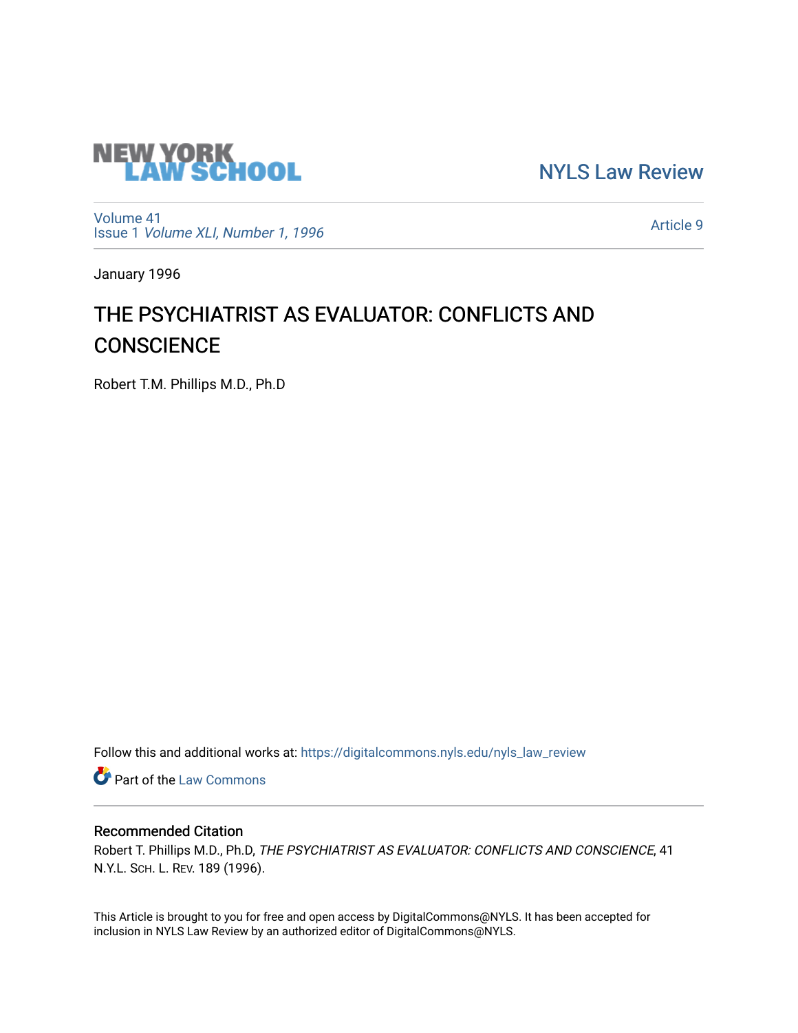NEW YORK LAW SCHOOL

NYLS Law Review

Volume 41
Issue 1 *Volume XLI, Number 1, 1996*

Article 9

January 1996

# THE PSYCHIATRIST AS EVALUATOR: CONFLICTS AND CONSCIENCE

Robert T.M. Phillips M.D., Ph.D

Follow this and additional works at: https://digitalcommons.nyls.edu/nyls_law_review

Part of the Law Commons

## Recommended Citation

Robert T. Phillips M.D., Ph.D, *THE PSYCHIATRIST AS EVALUATOR: CONFLICTS AND CONSCIENCE*, 41 N.Y.L. SCH. L. REV. 189 (1996).

This Article is brought to you for free and open access by DigitalCommons@NYLS. It has been accepted for inclusion in NYLS Law Review by an authorized editor of DigitalCommons@NYLS.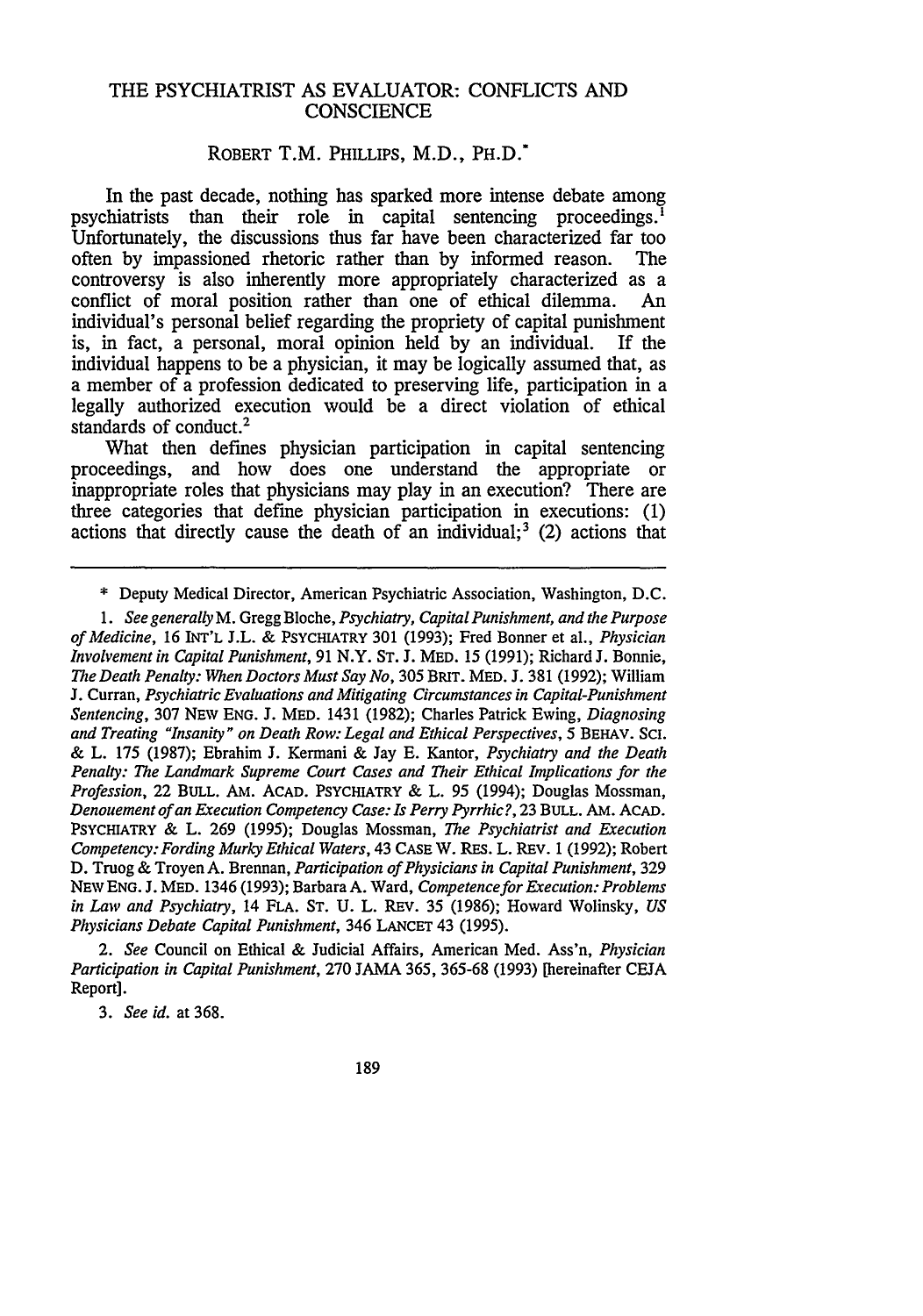# THE PSYCHIATRIST AS EVALUATOR: CONFLICTS AND CONSCIENCE

ROBERT T.M. PHILLIPS, M.D., PH.D.*

In the past decade, nothing has sparked more intense debate among psychiatrists than their role in capital sentencing proceedings.[1] Unfortunately, the discussions thus far have been characterized far too often by impassioned rhetoric rather than by informed reason. The controversy is also inherently more appropriately characterized as a conflict of moral position rather than one of ethical dilemma. An individual's personal belief regarding the propriety of capital punishment is, in fact, a personal, moral opinion held by an individual. If the individual happens to be a physician, it may be logically assumed that, as a member of a profession dedicated to preserving life, participation in a legally authorized execution would be a direct violation of ethical standards of conduct.[2]

What then defines physician participation in capital sentencing proceedings, and how does one understand the appropriate or inappropriate roles that physicians may play in an execution? There are three categories that define physician participation in executions: (1) actions that directly cause the death of an individual;[3] (2) actions that

---

\* Deputy Medical Director, American Psychiatric Association, Washington, D.C.

1. *See generally* M. Gregg Bloche, *Psychiatry, Capital Punishment, and the Purpose of Medicine*, 16 INT'L J.L. & PSYCHIATRY 301 (1993); Fred Bonner et al., *Physician Involvement in Capital Punishment*, 91 N.Y. ST. J. MED. 15 (1991); Richard J. Bonnie, *The Death Penalty: When Doctors Must Say No*, 305 BRIT. MED. J. 381 (1992); William J. Curran, *Psychiatric Evaluations and Mitigating Circumstances in Capital-Punishment Sentencing*, 307 NEW ENG. J. MED. 1431 (1982); Charles Patrick Ewing, *Diagnosing and Treating "Insanity" on Death Row: Legal and Ethical Perspectives*, 5 BEHAV. SCI. & L. 175 (1987); Ebrahim J. Kermani & Jay E. Kantor, *Psychiatry and the Death Penalty: The Landmark Supreme Court Cases and Their Ethical Implications for the Profession*, 22 BULL. AM. ACAD. PSYCHIATRY & L. 95 (1994); Douglas Mossman, *Denouement of an Execution Competency Case: Is Perry Pyrrhic?*, 23 BULL. AM. ACAD. PSYCHIATRY & L. 269 (1995); Douglas Mossman, *The Psychiatrist and Execution Competency: Fording Murky Ethical Waters*, 43 CASE W. RES. L. REV. 1 (1992); Robert D. Truog & Troyen A. Brennan, *Participation of Physicians in Capital Punishment*, 329 NEW ENG. J. MED. 1346 (1993); Barbara A. Ward, *Competence for Execution: Problems in Law and Psychiatry*, 14 FLA. ST. U. L. REV. 35 (1986); Howard Wolinsky, *US Physicians Debate Capital Punishment*, 346 LANCET 43 (1995).

2. *See* Council on Ethical & Judicial Affairs, American Med. Ass'n, *Physician Participation in Capital Punishment*, 270 JAMA 365, 365-68 (1993) [hereinafter CEJA Report].

3. *See id.* at 368.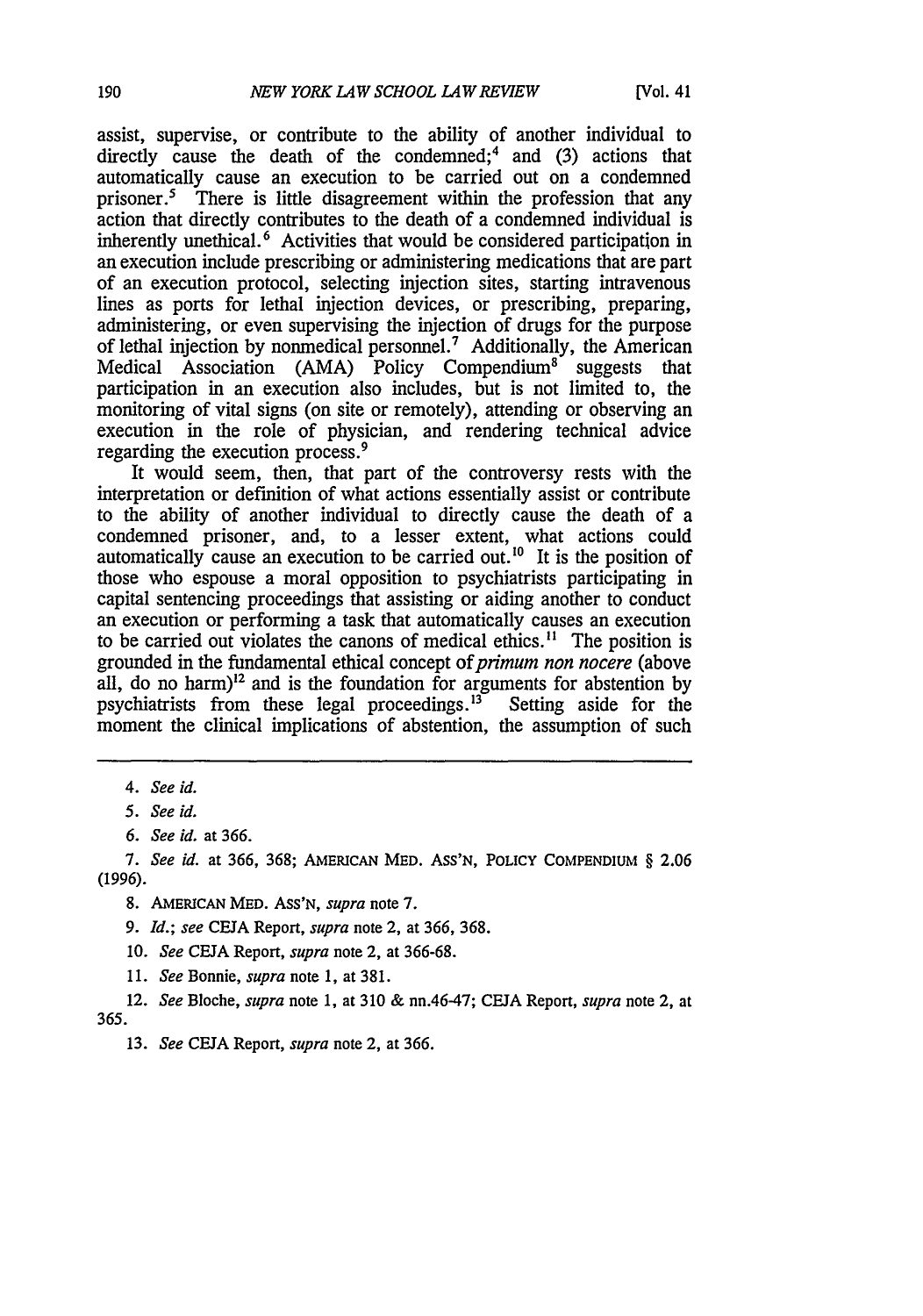assist, supervise, or contribute to the ability of another individual to directly cause the death of the condemned;[4] and (3) actions that automatically cause an execution to be carried out on a condemned prisoner.[5] There is little disagreement within the profession that any action that directly contributes to the death of a condemned individual is inherently unethical.[6] Activities that would be considered participation in an execution include prescribing or administering medications that are part of an execution protocol, selecting injection sites, starting intravenous lines as ports for lethal injection devices, or prescribing, preparing, administering, or even supervising the injection of drugs for the purpose of lethal injection by nonmedical personnel.[7] Additionally, the American Medical Association (AMA) Policy Compendium[8] suggests that participation in an execution also includes, but is not limited to, the monitoring of vital signs (on site or remotely), attending or observing an execution in the role of physician, and rendering technical advice regarding the execution process.[9]

It would seem, then, that part of the controversy rests with the interpretation or definition of what actions essentially assist or contribute to the ability of another individual to directly cause the death of a condemned prisoner, and, to a lesser extent, what actions could automatically cause an execution to be carried out.[10] It is the position of those who espouse a moral opposition to psychiatrists participating in capital sentencing proceedings that assisting or aiding another to conduct an execution or performing a task that automatically causes an execution to be carried out violates the canons of medical ethics.[11] The position is grounded in the fundamental ethical concept of *primum non nocere* (above all, do no harm)[12] and is the foundation for arguments for abstention by psychiatrists from these legal proceedings.[13] Setting aside for the moment the clinical implications of abstention, the assumption of such

---

4. *See id.*

5. *See id.*

6. *See id.* at 366.

7. *See id.* at 366, 368; AMERICAN MED. ASS'N, POLICY COMPENDIUM § 2.06 (1996).

8. AMERICAN MED. ASS'N, *supra* note 7.

9. *Id.*; *see* CEJA Report, *supra* note 2, at 366, 368.

10. *See* CEJA Report, *supra* note 2, at 366-68.

11. *See* Bonnie, *supra* note 1, at 381.

12. *See* Bloche, *supra* note 1, at 310 & nn.46-47; CEJA Report, *supra* note 2, at 365.

13. *See* CEJA Report, *supra* note 2, at 366.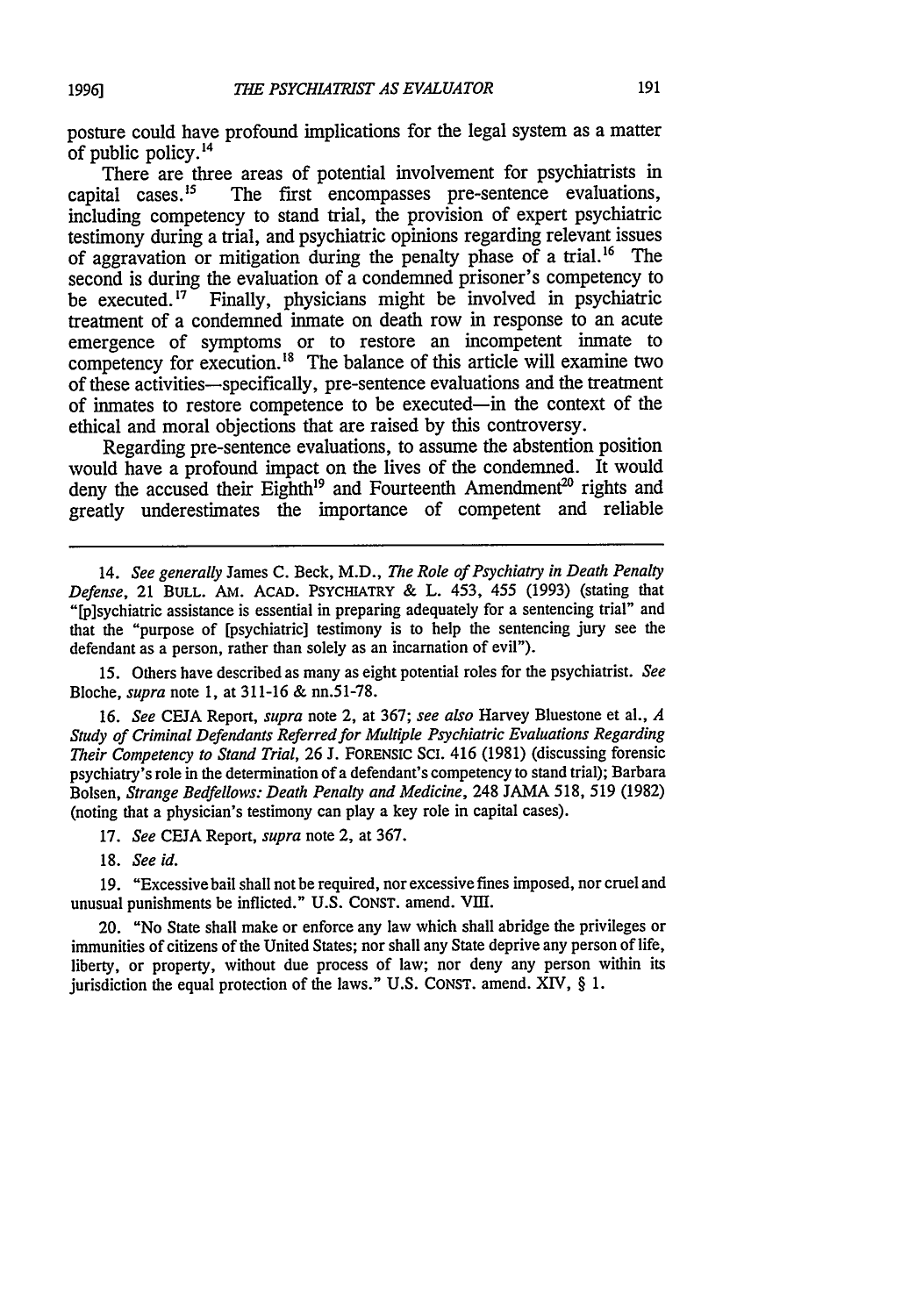posture could have profound implications for the legal system as a matter of public policy.[14]

There are three areas of potential involvement for psychiatrists in capital cases.[15] The first encompasses pre-sentence evaluations, including competency to stand trial, the provision of expert psychiatric testimony during a trial, and psychiatric opinions regarding relevant issues of aggravation or mitigation during the penalty phase of a trial.[16] The second is during the evaluation of a condemned prisoner's competency to be executed.[17] Finally, physicians might be involved in psychiatric treatment of a condemned inmate on death row in response to an acute emergence of symptoms or to restore an incompetent inmate to competency for execution.[18] The balance of this article will examine two of these activities—specifically, pre-sentence evaluations and the treatment of inmates to restore competence to be executed—in the context of the ethical and moral objections that are raised by this controversy.

Regarding pre-sentence evaluations, to assume the abstention position would have a profound impact on the lives of the condemned. It would deny the accused their Eighth[19] and Fourteenth Amendment[20] rights and greatly underestimates the importance of competent and reliable

---

14. *See generally* James C. Beck, M.D., *The Role of Psychiatry in Death Penalty Defense*, 21 BULL. AM. ACAD. PSYCHIATRY & L. 453, 455 (1993) (stating that "[p]sychiatric assistance is essential in preparing adequately for a sentencing trial" and that the "purpose of [psychiatric] testimony is to help the sentencing jury see the defendant as a person, rather than solely as an incarnation of evil").

15. Others have described as many as eight potential roles for the psychiatrist. *See* Bloche, *supra* note 1, at 311-16 & nn.51-78.

16. *See* CEJA Report, *supra* note 2, at 367; *see also* Harvey Bluestone et al., *A Study of Criminal Defendants Referred for Multiple Psychiatric Evaluations Regarding Their Competency to Stand Trial*, 26 J. FORENSIC SCI. 416 (1981) (discussing forensic psychiatry's role in the determination of a defendant's competency to stand trial); Barbara Bolsen, *Strange Bedfellows: Death Penalty and Medicine*, 248 JAMA 518, 519 (1982) (noting that a physician's testimony can play a key role in capital cases).

17. *See* CEJA Report, *supra* note 2, at 367.

18. *See id.*

19. "Excessive bail shall not be required, nor excessive fines imposed, nor cruel and unusual punishments be inflicted." U.S. CONST. amend. VIII.

20. "No State shall make or enforce any law which shall abridge the privileges or immunities of citizens of the United States; nor shall any State deprive any person of life, liberty, or property, without due process of law; nor deny any person within its jurisdiction the equal protection of the laws." U.S. CONST. amend. XIV, § 1.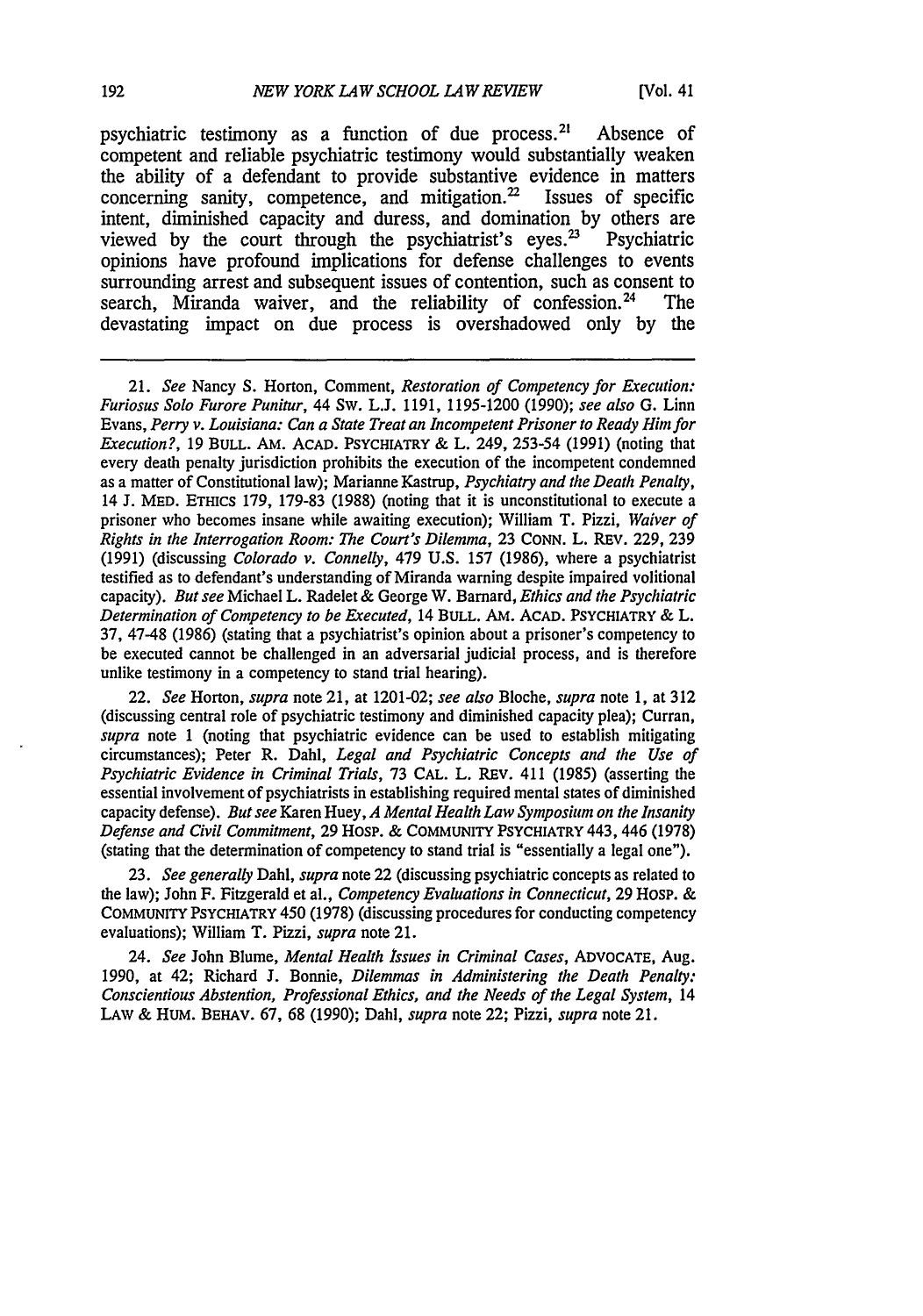psychiatric testimony as a function of due process.[21] Absence of competent and reliable psychiatric testimony would substantially weaken the ability of a defendant to provide substantive evidence in matters concerning sanity, competence, and mitigation.[22] Issues of specific intent, diminished capacity and duress, and domination by others are viewed by the court through the psychiatrist's eyes.[23] Psychiatric opinions have profound implications for defense challenges to events surrounding arrest and subsequent issues of contention, such as consent to search, Miranda waiver, and the reliability of confession.[24] The devastating impact on due process is overshadowed only by the

---

21. *See* Nancy S. Horton, Comment, *Restoration of Competency for Execution: Furiosus Solo Furore Punitur*, 44 SW. L.J. 1191, 1195-1200 (1990); *see also* G. Linn Evans, *Perry v. Louisiana: Can a State Treat an Incompetent Prisoner to Ready Him for Execution?*, 19 BULL. AM. ACAD. PSYCHIATRY & L. 249, 253-54 (1991) (noting that every death penalty jurisdiction prohibits the execution of the incompetent condemned as a matter of Constitutional law); Marianne Kastrup, *Psychiatry and the Death Penalty*, 14 J. MED. ETHICS 179, 179-83 (1988) (noting that it is unconstitutional to execute a prisoner who becomes insane while awaiting execution); William T. Pizzi, *Waiver of Rights in the Interrogation Room: The Court's Dilemma*, 23 CONN. L. REV. 229, 239 (1991) (discussing *Colorado v. Connelly*, 479 U.S. 157 (1986), where a psychiatrist testified as to defendant's understanding of Miranda warning despite impaired volitional capacity). *But see* Michael L. Radelet & George W. Barnard, *Ethics and the Psychiatric Determination of Competency to be Executed*, 14 BULL. AM. ACAD. PSYCHIATRY & L. 37, 47-48 (1986) (stating that a psychiatrist's opinion about a prisoner's competency to be executed cannot be challenged in an adversarial judicial process, and is therefore unlike testimony in a competency to stand trial hearing).

22. *See* Horton, *supra* note 21, at 1201-02; *see also* Bloche, *supra* note 1, at 312 (discussing central role of psychiatric testimony and diminished capacity plea); Curran, *supra* note 1 (noting that psychiatric evidence can be used to establish mitigating circumstances); Peter R. Dahl, *Legal and Psychiatric Concepts and the Use of Psychiatric Evidence in Criminal Trials*, 73 CAL. L. REV. 411 (1985) (asserting the essential involvement of psychiatrists in establishing required mental states of diminished capacity defense). *But see* Karen Huey, *A Mental Health Law Symposium on the Insanity Defense and Civil Commitment*, 29 HOSP. & COMMUNITY PSYCHIATRY 443, 446 (1978) (stating that the determination of competency to stand trial is "essentially a legal one").

23. *See generally* Dahl, *supra* note 22 (discussing psychiatric concepts as related to the law); John F. Fitzgerald et al., *Competency Evaluations in Connecticut*, 29 HOSP. & COMMUNITY PSYCHIATRY 450 (1978) (discussing procedures for conducting competency evaluations); William T. Pizzi, *supra* note 21.

24. *See* John Blume, *Mental Health Issues in Criminal Cases*, ADVOCATE, Aug. 1990, at 42; Richard J. Bonnie, *Dilemmas in Administering the Death Penalty: Conscientious Abstention, Professional Ethics, and the Needs of the Legal System*, 14 LAW & HUM. BEHAV. 67, 68 (1990); Dahl, *supra* note 22; Pizzi, *supra* note 21.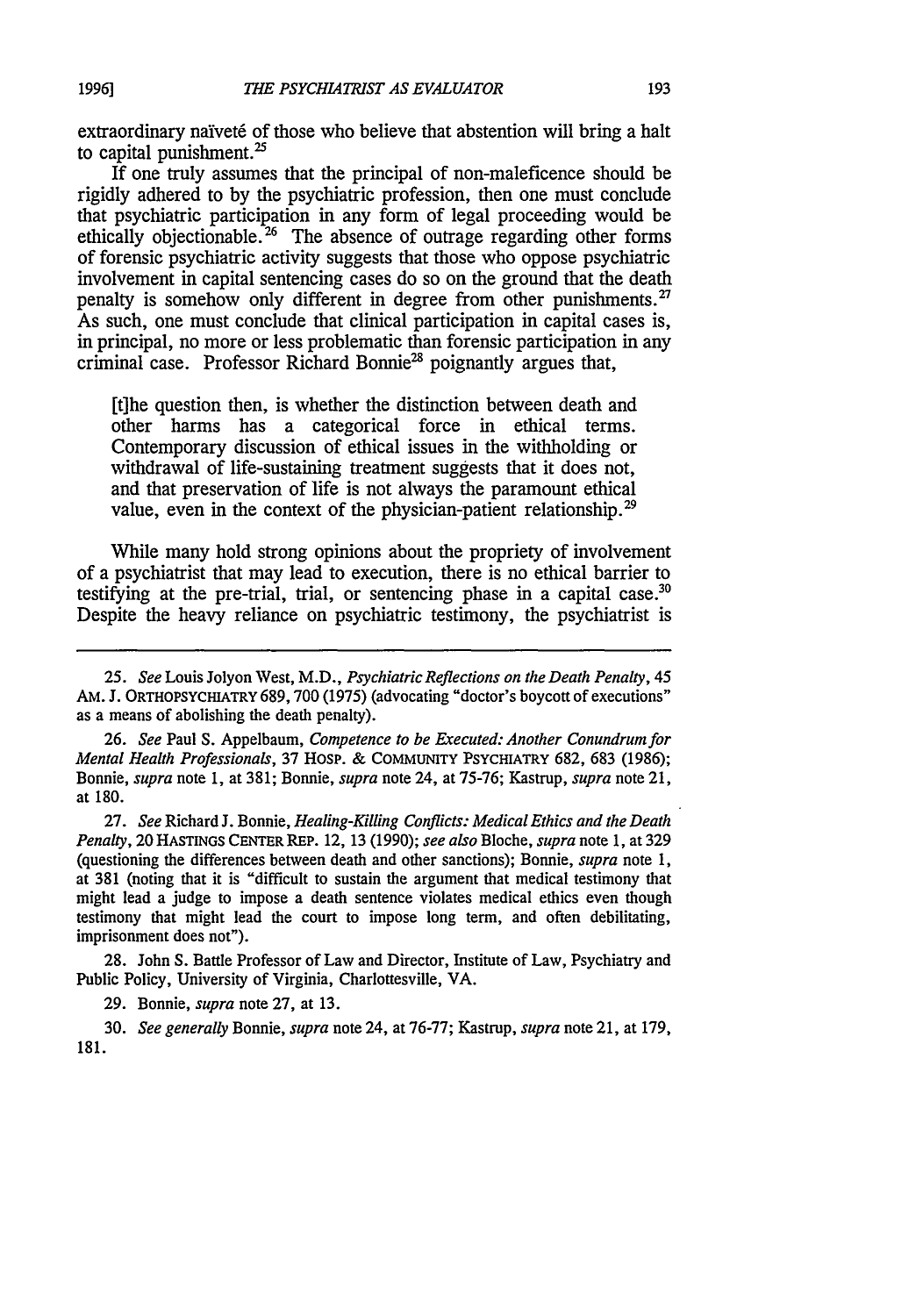extraordinary naïveté of those who believe that abstention will bring a halt to capital punishment.[25]

If one truly assumes that the principal of non-maleficence should be rigidly adhered to by the psychiatric profession, then one must conclude that psychiatric participation in any form of legal proceeding would be ethically objectionable.[26] The absence of outrage regarding other forms of forensic psychiatric activity suggests that those who oppose psychiatric involvement in capital sentencing cases do so on the ground that the death penalty is somehow only different in degree from other punishments.[27] As such, one must conclude that clinical participation in capital cases is, in principal, no more or less problematic than forensic participation in any criminal case. Professor Richard Bonnie[28] poignantly argues that,

> [t]he question then, is whether the distinction between death and other harms has a categorical force in ethical terms. Contemporary discussion of ethical issues in the withholding or withdrawal of life-sustaining treatment suggests that it does not, and that preservation of life is not always the paramount ethical value, even in the context of the physician-patient relationship.[29]

While many hold strong opinions about the propriety of involvement of a psychiatrist that may lead to execution, there is no ethical barrier to testifying at the pre-trial, trial, or sentencing phase in a capital case.[30] Despite the heavy reliance on psychiatric testimony, the psychiatrist is

---

25. *See* Louis Jolyon West, M.D., *Psychiatric Reflections on the Death Penalty*, 45 AM. J. ORTHOPSYCHIATRY 689, 700 (1975) (advocating "doctor's boycott of executions" as a means of abolishing the death penalty).

26. *See* Paul S. Appelbaum, *Competence to be Executed: Another Conundrum for Mental Health Professionals*, 37 HOSP. & COMMUNITY PSYCHIATRY 682, 683 (1986); Bonnie, *supra* note 1, at 381; Bonnie, *supra* note 24, at 75-76; Kastrup, *supra* note 21, at 180.

27. *See* Richard J. Bonnie, *Healing-Killing Conflicts: Medical Ethics and the Death Penalty*, 20 HASTINGS CENTER REP. 12, 13 (1990); *see also* Bloche, *supra* note 1, at 329 (questioning the differences between death and other sanctions); Bonnie, *supra* note 1, at 381 (noting that it is "difficult to sustain the argument that medical testimony that might lead a judge to impose a death sentence violates medical ethics even though testimony that might lead the court to impose long term, and often debilitating, imprisonment does not").

28. John S. Battle Professor of Law and Director, Institute of Law, Psychiatry and Public Policy, University of Virginia, Charlottesville, VA.

29. Bonnie, *supra* note 27, at 13.

30. *See generally* Bonnie, *supra* note 24, at 76-77; Kastrup, *supra* note 21, at 179, 181.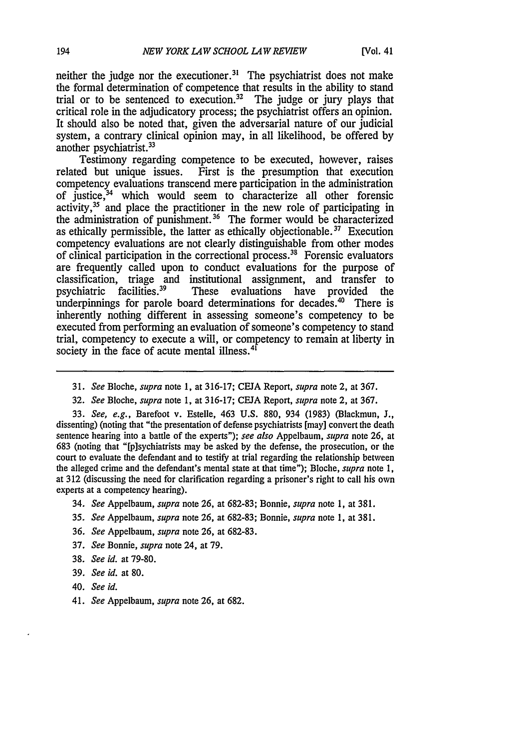neither the judge nor the executioner.[31] The psychiatrist does not make the formal determination of competence that results in the ability to stand trial or to be sentenced to execution.[32] The judge or jury plays that critical role in the adjudicatory process; the psychiatrist offers an opinion. It should also be noted that, given the adversarial nature of our judicial system, a contrary clinical opinion may, in all likelihood, be offered by another psychiatrist.[33]

Testimony regarding competence to be executed, however, raises related but unique issues. First is the presumption that execution competency evaluations transcend mere participation in the administration of justice,[34] which would seem to characterize all other forensic activity,[35] and place the practitioner in the new role of participating in the administration of punishment.[36] The former would be characterized as ethically permissible, the latter as ethically objectionable.[37] Execution competency evaluations are not clearly distinguishable from other modes of clinical participation in the correctional process.[38] Forensic evaluators are frequently called upon to conduct evaluations for the purpose of classification, triage and institutional assignment, and transfer to psychiatric facilities.[39] These evaluations have provided the underpinnings for parole board determinations for decades.[40] There is inherently nothing different in assessing someone's competency to be executed from performing an evaluation of someone's competency to stand trial, competency to execute a will, or competency to remain at liberty in society in the face of acute mental illness.[41]

---

31. *See* Bloche, *supra* note 1, at 316-17; CEJA Report, *supra* note 2, at 367.

32. *See* Bloche, *supra* note 1, at 316-17; CEJA Report, *supra* note 2, at 367.

33. *See, e.g.*, Barefoot v. Estelle, 463 U.S. 880, 934 (1983) (Blackmun, J., dissenting) (noting that "the presentation of defense psychiatrists [may] convert the death sentence hearing into a battle of the experts"); *see also* Appelbaum, *supra* note 26, at 683 (noting that "[p]sychiatrists may be asked by the defense, the prosecution, or the court to evaluate the defendant and to testify at trial regarding the relationship between the alleged crime and the defendant's mental state at that time"); Bloche, *supra* note 1, at 312 (discussing the need for clarification regarding a prisoner's right to call his own experts at a competency hearing).

34. *See* Appelbaum, *supra* note 26, at 682-83; Bonnie, *supra* note 1, at 381.

35. *See* Appelbaum, *supra* note 26, at 682-83; Bonnie, *supra* note 1, at 381.

36. *See* Appelbaum, *supra* note 26, at 682-83.

37. *See* Bonnie, *supra* note 24, at 79.

38. *See id.* at 79-80.

39. *See id.* at 80.

40. *See id.*

41. *See* Appelbaum, *supra* note 26, at 682.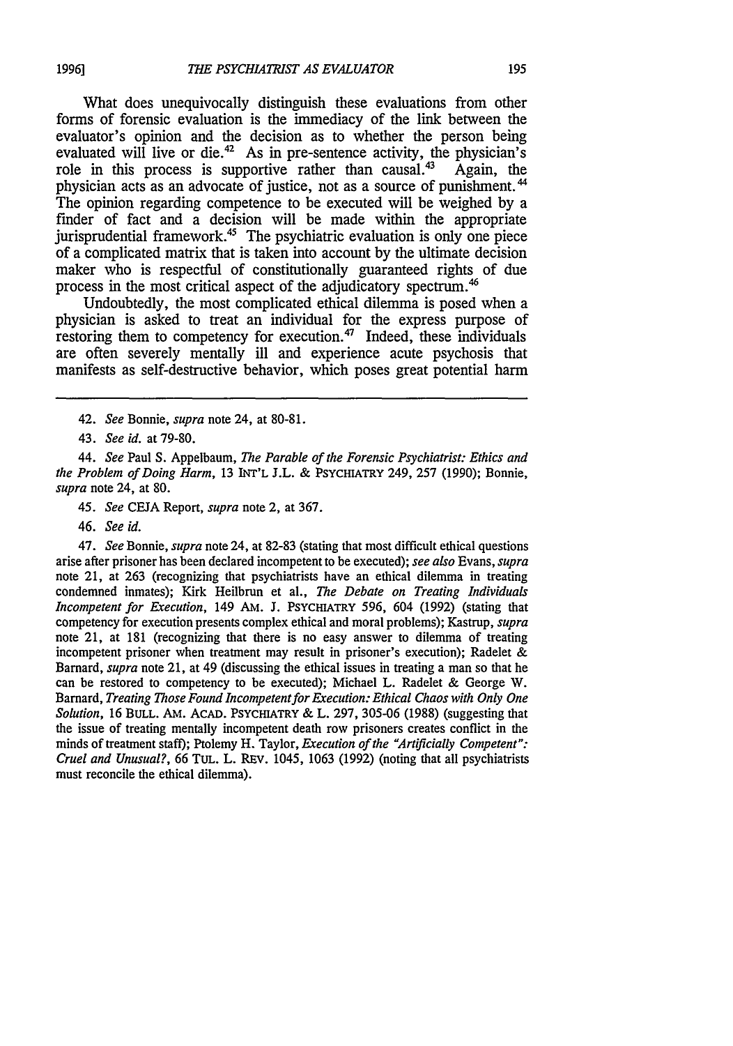What does unequivocally distinguish these evaluations from other forms of forensic evaluation is the immediacy of the link between the evaluator's opinion and the decision as to whether the person being evaluated will live or die.[42] As in pre-sentence activity, the physician's role in this process is supportive rather than causal.[43] Again, the physician acts as an advocate of justice, not as a source of punishment.[44] The opinion regarding competence to be executed will be weighed by a finder of fact and a decision will be made within the appropriate jurisprudential framework.[45] The psychiatric evaluation is only one piece of a complicated matrix that is taken into account by the ultimate decision maker who is respectful of constitutionally guaranteed rights of due process in the most critical aspect of the adjudicatory spectrum.[46]

Undoubtedly, the most complicated ethical dilemma is posed when a physician is asked to treat an individual for the express purpose of restoring them to competency for execution.[47] Indeed, these individuals are often severely mentally ill and experience acute psychosis that manifests as self-destructive behavior, which poses great potential harm

---

42. *See* Bonnie, *supra* note 24, at 80-81.

43. *See id.* at 79-80.

44. *See* Paul S. Appelbaum, *The Parable of the Forensic Psychiatrist: Ethics and the Problem of Doing Harm*, 13 INT'L J.L. & PSYCHIATRY 249, 257 (1990); Bonnie, *supra* note 24, at 80.

45. *See* CEJA Report, *supra* note 2, at 367.

46. *See id.*

47. *See* Bonnie, *supra* note 24, at 82-83 (stating that most difficult ethical questions arise after prisoner has been declared incompetent to be executed); *see also* Evans, *supra* note 21, at 263 (recognizing that psychiatrists have an ethical dilemma in treating condemned inmates); Kirk Heilbrun et al., *The Debate on Treating Individuals Incompetent for Execution*, 149 AM. J. PSYCHIATRY 596, 604 (1992) (stating that competency for execution presents complex ethical and moral problems); Kastrup, *supra* note 21, at 181 (recognizing that there is no easy answer to dilemma of treating incompetent prisoner when treatment may result in prisoner's execution); Radelet & Barnard, *supra* note 21, at 49 (discussing the ethical issues in treating a man so that he can be restored to competency to be executed); Michael L. Radelet & George W. Barnard, *Treating Those Found Incompetent for Execution: Ethical Chaos with Only One Solution*, 16 BULL. AM. ACAD. PSYCHIATRY & L. 297, 305-06 (1988) (suggesting that the issue of treating mentally incompetent death row prisoners creates conflict in the minds of treatment staff); Ptolemy H. Taylor, *Execution of the "Artificially Competent": Cruel and Unusual?*, 66 TUL. L. REV. 1045, 1063 (1992) (noting that all psychiatrists must reconcile the ethical dilemma).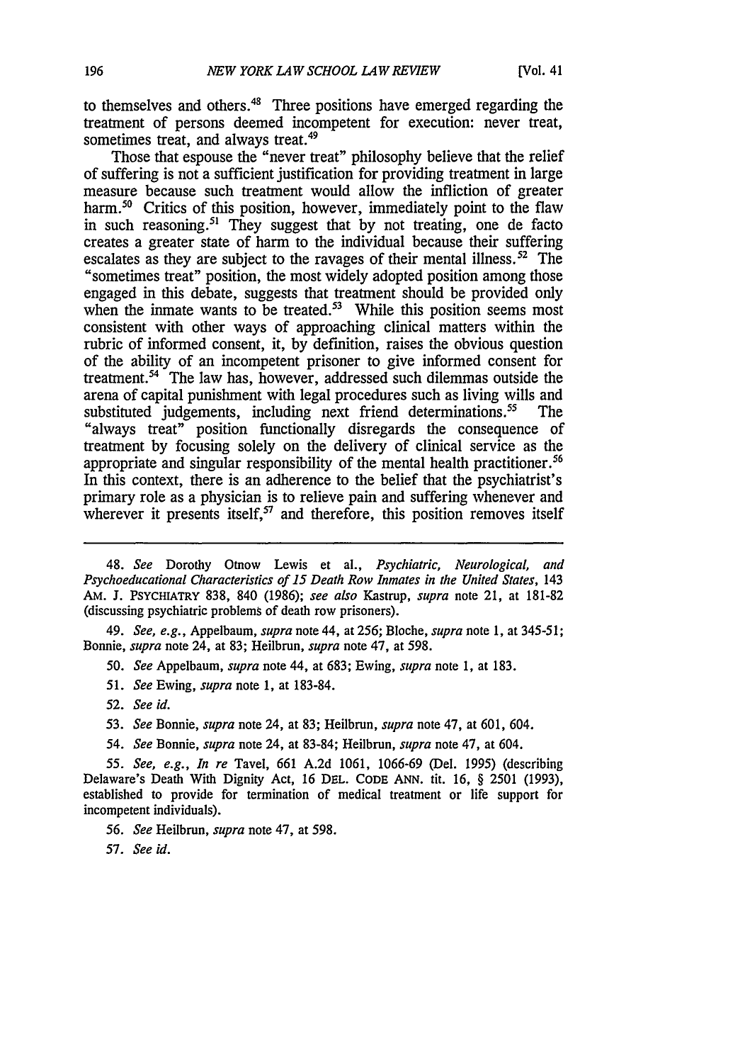to themselves and others.[48] Three positions have emerged regarding the treatment of persons deemed incompetent for execution: never treat, sometimes treat, and always treat.[49]

Those that espouse the "never treat" philosophy believe that the relief of suffering is not a sufficient justification for providing treatment in large measure because such treatment would allow the infliction of greater harm.[50] Critics of this position, however, immediately point to the flaw in such reasoning.[51] They suggest that by not treating, one de facto creates a greater state of harm to the individual because their suffering escalates as they are subject to the ravages of their mental illness.[52] The "sometimes treat" position, the most widely adopted position among those engaged in this debate, suggests that treatment should be provided only when the inmate wants to be treated.[53] While this position seems most consistent with other ways of approaching clinical matters within the rubric of informed consent, it, by definition, raises the obvious question of the ability of an incompetent prisoner to give informed consent for treatment.[54] The law has, however, addressed such dilemmas outside the arena of capital punishment with legal procedures such as living wills and substituted judgements, including next friend determinations.[55] The "always treat" position functionally disregards the consequence of treatment by focusing solely on the delivery of clinical service as the appropriate and singular responsibility of the mental health practitioner.[56] In this context, there is an adherence to the belief that the psychiatrist's primary role as a physician is to relieve pain and suffering whenever and wherever it presents itself,[57] and therefore, this position removes itself

---

48. *See* Dorothy Otnow Lewis et al., *Psychiatric, Neurological, and Psychoeducational Characteristics of 15 Death Row Inmates in the United States*, 143 AM. J. PSYCHIATRY 838, 840 (1986); *see also* Kastrup, *supra* note 21, at 181-82 (discussing psychiatric problems of death row prisoners).

49. *See, e.g.*, Appelbaum, *supra* note 44, at 256; Bloche, *supra* note 1, at 345-51; Bonnie, *supra* note 24, at 83; Heilbrun, *supra* note 47, at 598.

50. *See* Appelbaum, *supra* note 44, at 683; Ewing, *supra* note 1, at 183.

51. *See* Ewing, *supra* note 1, at 183-84.

52. *See id.*

53. *See* Bonnie, *supra* note 24, at 83; Heilbrun, *supra* note 47, at 601, 604.

54. *See* Bonnie, *supra* note 24, at 83-84; Heilbrun, *supra* note 47, at 604.

55. *See, e.g.*, *In re* Tavel, 661 A.2d 1061, 1066-69 (Del. 1995) (describing Delaware's Death With Dignity Act, 16 DEL. CODE ANN. tit. 16, § 2501 (1993), established to provide for termination of medical treatment or life support for incompetent individuals).

56. *See* Heilbrun, *supra* note 47, at 598.

57. *See id.*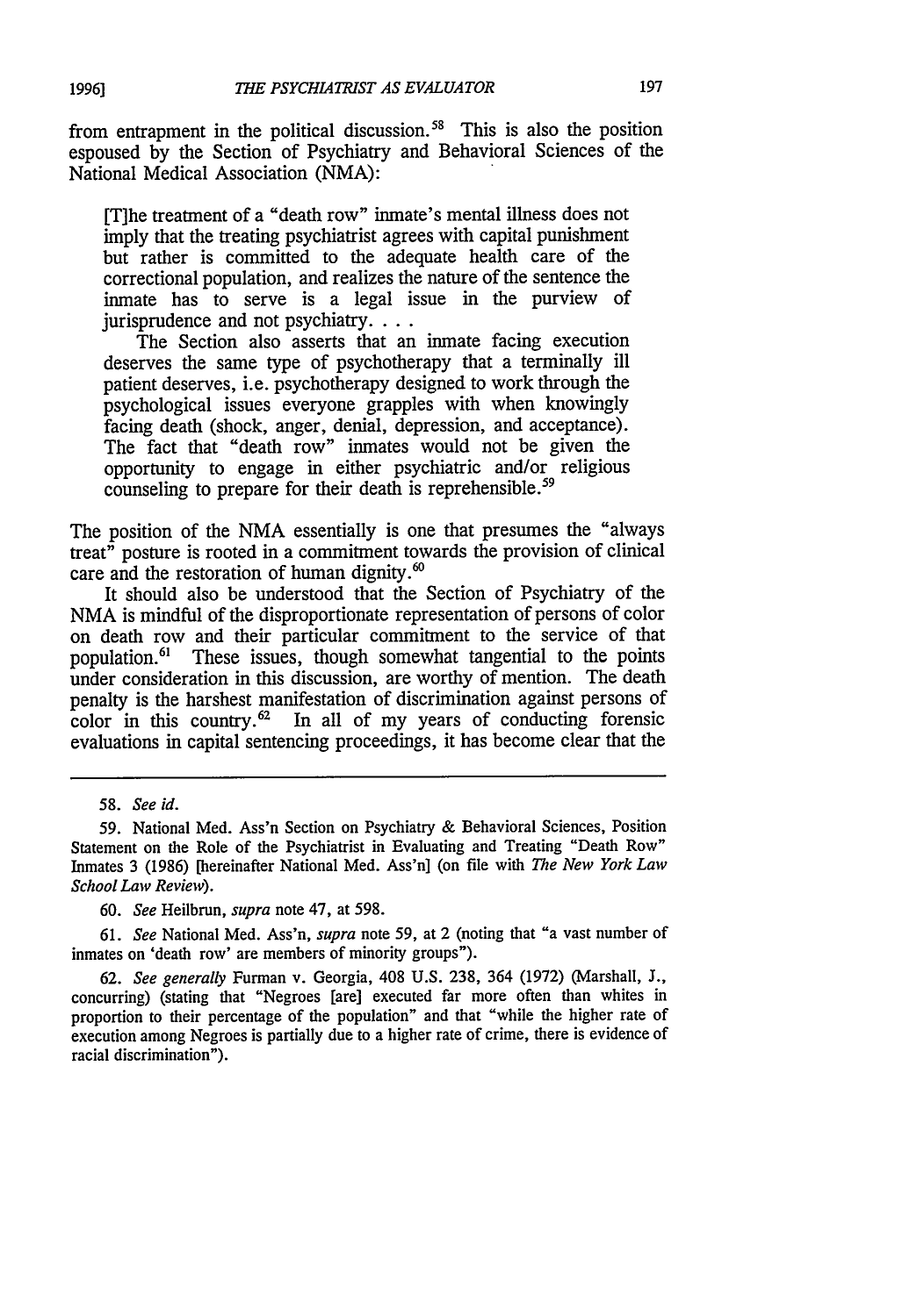from entrapment in the political discussion.[58] This is also the position espoused by the Section of Psychiatry and Behavioral Sciences of the National Medical Association (NMA):

> [T]he treatment of a "death row" inmate's mental illness does not imply that the treating psychiatrist agrees with capital punishment but rather is committed to the adequate health care of the correctional population, and realizes the nature of the sentence the inmate has to serve is a legal issue in the purview of jurisprudence and not psychiatry. . . .
>
> The Section also asserts that an inmate facing execution deserves the same type of psychotherapy that a terminally ill patient deserves, i.e. psychotherapy designed to work through the psychological issues everyone grapples with when knowingly facing death (shock, anger, denial, depression, and acceptance). The fact that "death row" inmates would not be given the opportunity to engage in either psychiatric and/or religious counseling to prepare for their death is reprehensible.[59]

The position of the NMA essentially is one that presumes the "always treat" posture is rooted in a commitment towards the provision of clinical care and the restoration of human dignity.[60]

It should also be understood that the Section of Psychiatry of the NMA is mindful of the disproportionate representation of persons of color on death row and their particular commitment to the service of that population.[61] These issues, though somewhat tangential to the points under consideration in this discussion, are worthy of mention. The death penalty is the harshest manifestation of discrimination against persons of color in this country.[62] In all of my years of conducting forensic evaluations in capital sentencing proceedings, it has become clear that the

---

58. *See id.*

59. National Med. Ass'n Section on Psychiatry & Behavioral Sciences, Position Statement on the Role of the Psychiatrist in Evaluating and Treating "Death Row" Inmates 3 (1986) [hereinafter National Med. Ass'n] (on file with *The New York Law School Law Review*).

60. *See* Heilbrun, *supra* note 47, at 598.

61. *See* National Med. Ass'n, *supra* note 59, at 2 (noting that "a vast number of inmates on 'death row' are members of minority groups").

62. *See generally* Furman v. Georgia, 408 U.S. 238, 364 (1972) (Marshall, J., concurring) (stating that "Negroes [are] executed far more often than whites in proportion to their percentage of the population" and that "while the higher rate of execution among Negroes is partially due to a higher rate of crime, there is evidence of racial discrimination").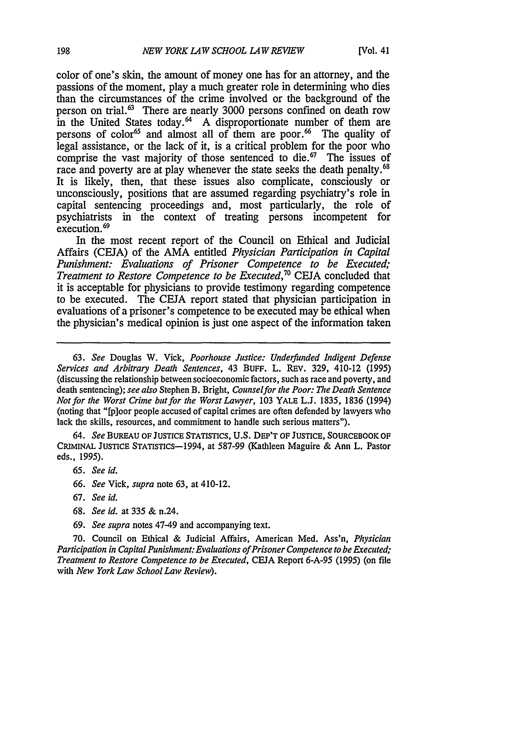color of one's skin, the amount of money one has for an attorney, and the passions of the moment, play a much greater role in determining who dies than the circumstances of the crime involved or the background of the person on trial.[63] There are nearly 3000 persons confined on death row in the United States today.[64] A disproportionate number of them are persons of color[65] and almost all of them are poor.[66] The quality of legal assistance, or the lack of it, is a critical problem for the poor who comprise the vast majority of those sentenced to die.[67] The issues of race and poverty are at play whenever the state seeks the death penalty.[68] It is likely, then, that these issues also complicate, consciously or unconsciously, positions that are assumed regarding psychiatry's role in capital sentencing proceedings and, most particularly, the role of psychiatrists in the context of treating persons incompetent for execution.[69]

In the most recent report of the Council on Ethical and Judicial Affairs (CEJA) of the AMA entitled *Physician Participation in Capital Punishment: Evaluations of Prisoner Competence to be Executed; Treatment to Restore Competence to be Executed*,[70] CEJA concluded that it is acceptable for physicians to provide testimony regarding competence to be executed. The CEJA report stated that physician participation in evaluations of a prisoner's competence to be executed may be ethical when the physician's medical opinion is just one aspect of the information taken

---

63. *See* Douglas W. Vick, *Poorhouse Justice: Underfunded Indigent Defense Services and Arbitrary Death Sentences*, 43 BUFF. L. REV. 329, 410-12 (1995) (discussing the relationship between socioeconomic factors, such as race and poverty, and death sentencing); *see also* Stephen B. Bright, *Counsel for the Poor: The Death Sentence Not for the Worst Crime but for the Worst Lawyer*, 103 YALE L.J. 1835, 1836 (1994) (noting that "[p]oor people accused of capital crimes are often defended by lawyers who lack the skills, resources, and commitment to handle such serious matters").

64. *See* BUREAU OF JUSTICE STATISTICS, U.S. DEP'T OF JUSTICE, SOURCEBOOK OF CRIMINAL JUSTICE STATISTICS—1994, at 587-99 (Kathleen Maguire & Ann L. Pastor eds., 1995).

65. *See id.*

66. *See* Vick, *supra* note 63, at 410-12.

67. *See id.*

68. *See id.* at 335 & n.24.

69. *See supra* notes 47-49 and accompanying text.

70. Council on Ethical & Judicial Affairs, American Med. Ass'n, *Physician Participation in Capital Punishment: Evaluations of Prisoner Competence to be Executed; Treatment to Restore Competence to be Executed*, CEJA Report 6-A-95 (1995) (on file with *New York Law School Law Review*).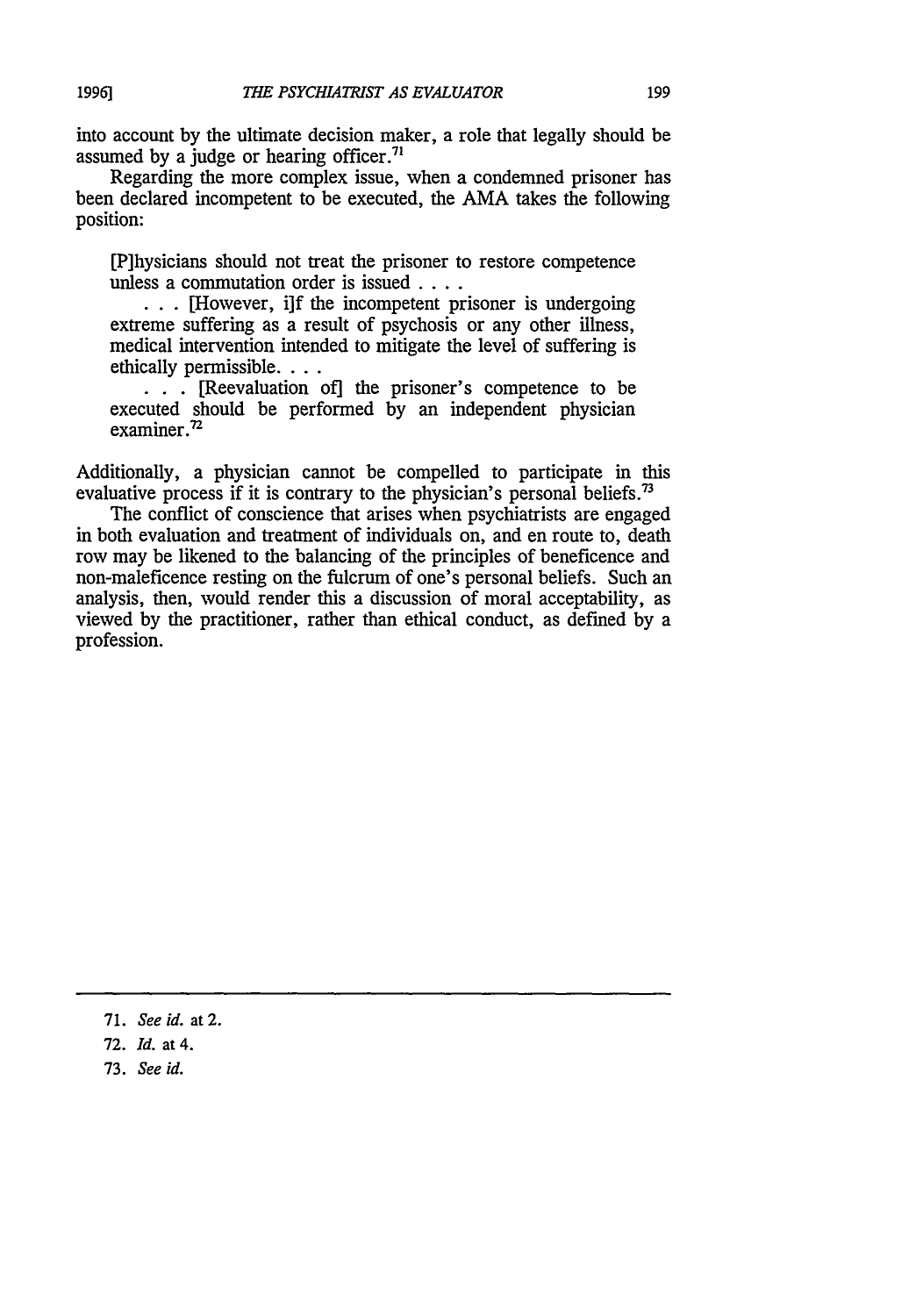into account by the ultimate decision maker, a role that legally should be assumed by a judge or hearing officer.[71]

Regarding the more complex issue, when a condemned prisoner has been declared incompetent to be executed, the AMA takes the following position:

> [P]hysicians should not treat the prisoner to restore competence unless a commutation order is issued . . . .
>
> . . . [However, i]f the incompetent prisoner is undergoing extreme suffering as a result of psychosis or any other illness, medical intervention intended to mitigate the level of suffering is ethically permissible. . . .
>
> . . . [Reevaluation of] the prisoner's competence to be executed should be performed by an independent physician examiner.[72]

Additionally, a physician cannot be compelled to participate in this evaluative process if it is contrary to the physician's personal beliefs.[73]

The conflict of conscience that arises when psychiatrists are engaged in both evaluation and treatment of individuals on, and en route to, death row may be likened to the balancing of the principles of beneficence and non-maleficence resting on the fulcrum of one's personal beliefs. Such an analysis, then, would render this a discussion of moral acceptability, as viewed by the practitioner, rather than ethical conduct, as defined by a profession.

---

71. *See id.* at 2.

72. *Id.* at 4.

73. *See id.*